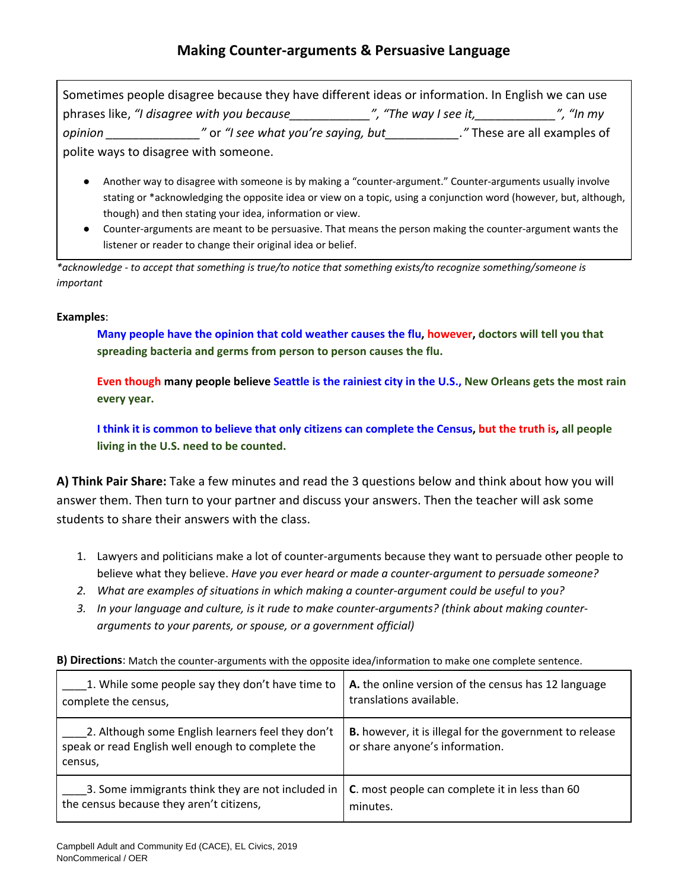# Making Counter-arguments & Persuasive Language

Sometimes people disagree because they have different ideas or information. In English we can use phrases like, *"I disagree with you because___________", "The way I see it,___________", "In my opinion _____________"* or *"I see what you're saying, but__________."* These are all examples of polite ways to disagree with someone.

- Another way to disagree with someone is by making a "counter-argument." Counter-arguments usually involve stating or *acknowledging the opposite idea or view on a topic, using a conjunction word (however, but, although, though) and then stating your idea, information or view.
- Counter-arguments are meant to be persuasive. That means the person making the counter-argument wants the listener or reader to change their original idea or belief.

*\*acknowledge - to accept that something is true/to notice that something exists/to recognize something/someone is important*

**Examples**:

**Many people have the opinion that cold weather causes the flu, however, doctors will tell you that spreading bacteria and germs from person to person causes the flu.**

**Even though many people believe Seattle is the rainiest city in the U.S., New Orleans gets the most rain every year.**

**I think it is common to believe that only citizens can complete the Census, but the truth is, all people living in the U.S. need to be counted.**

**A) Think Pair Share:** Take a few minutes and read the 3 questions below and think about how you will answer them. Then turn to your partner and discuss your answers. Then the teacher will ask some students to share their answers with the class.

1. Lawyers and politicians make a lot of counter-arguments because they want to persuade other people to believe what they believe. *Have you ever heard or made a counter-argument to persuade someone?*
2. *What are examples of situations in which making a counter-argument could be useful to you?*
3. *In your language and culture, is it rude to make counter-arguments? (think about making counter-arguments to your parents, or spouse, or a government official)*

**B) Directions**: Match the counter-arguments with the opposite idea/information to make one complete sentence.

| | |
|---|---|
| ____1. While some people say they don't have time to complete the census, | **A.** the online version of the census has 12 language translations available. |
| ____2. Although some English learners feel they don't speak or read English well enough to complete the census, | **B.** however, it is illegal for the government to release or share anyone's information. |
| ____3. Some immigrants think they are not included in the census because they aren't citizens, | **C**. most people can complete it in less than 60 minutes. |

Campbell Adult and Community Ed (CACE), EL Civics, 2019
NonCommerical / OER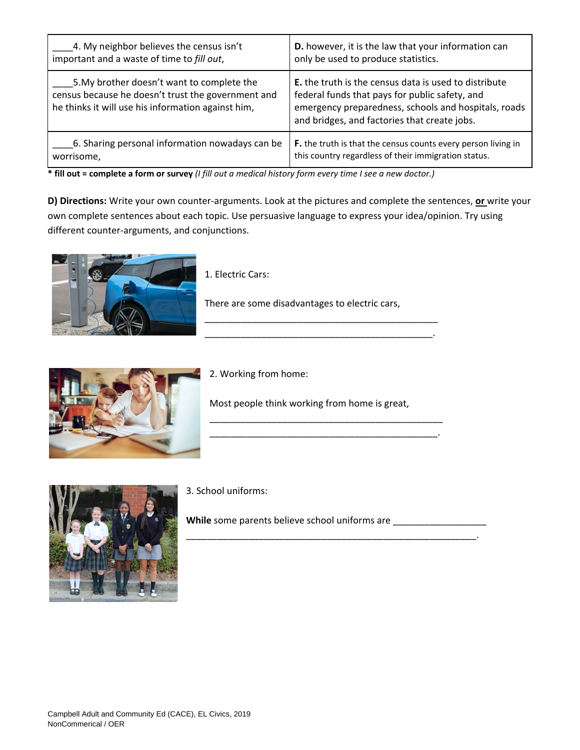| | |
|---|---|
| ____4. My neighbor believes the census isn't important and a waste of time to *fill out*, | **D.** however, it is the law that your information can only be used to produce statistics. |
| ____5.My brother doesn't want to complete the census because he doesn't trust the government and he thinks it will use his information against him, | **E.** the truth is the census data is used to distribute federal funds that pays for public safety, and emergency preparedness, schools and hospitals, roads and bridges, and factories that create jobs. |
| ____6. Sharing personal information nowadays can be worrisome, | **F.** the truth is that the census counts every person living in this country regardless of their immigration status. |

**\* fill out = complete a form or survey** *(I fill out a medical history form every time I see a new doctor.)*

**D) Directions:** Write your own counter-arguments. Look at the pictures and complete the sentences, **or** write your own complete sentences about each topic. Use persuasive language to express your idea/opinion. Try using different counter-arguments, and conjunctions.

1. Electric Cars:

There are some disadvantages to electric cars, ______________________________________________
______________________________________________.

2. Working from home:

Most people think working from home is great, ______________________________________________
______________________________________________.

3. School uniforms:

**While** some parents believe school uniforms are __________________
___________________________________________________________.

Campbell Adult and Community Ed (CACE), EL Civics, 2019
NonCommerical / OER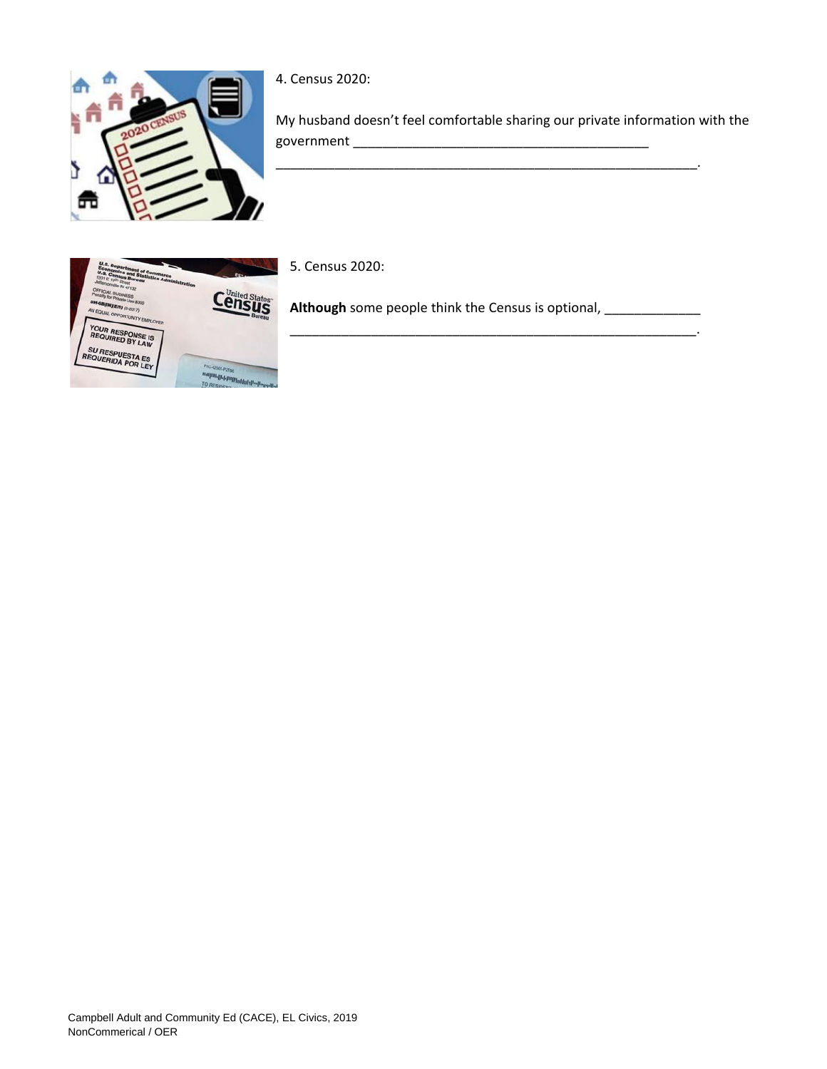4. Census 2020:

My husband doesn't feel comfortable sharing our private information with the government ________________________________________

_________________________________________________________.

5. Census 2020:

**Although** some people think the Census is optional, _____________

_________________________________________________________.